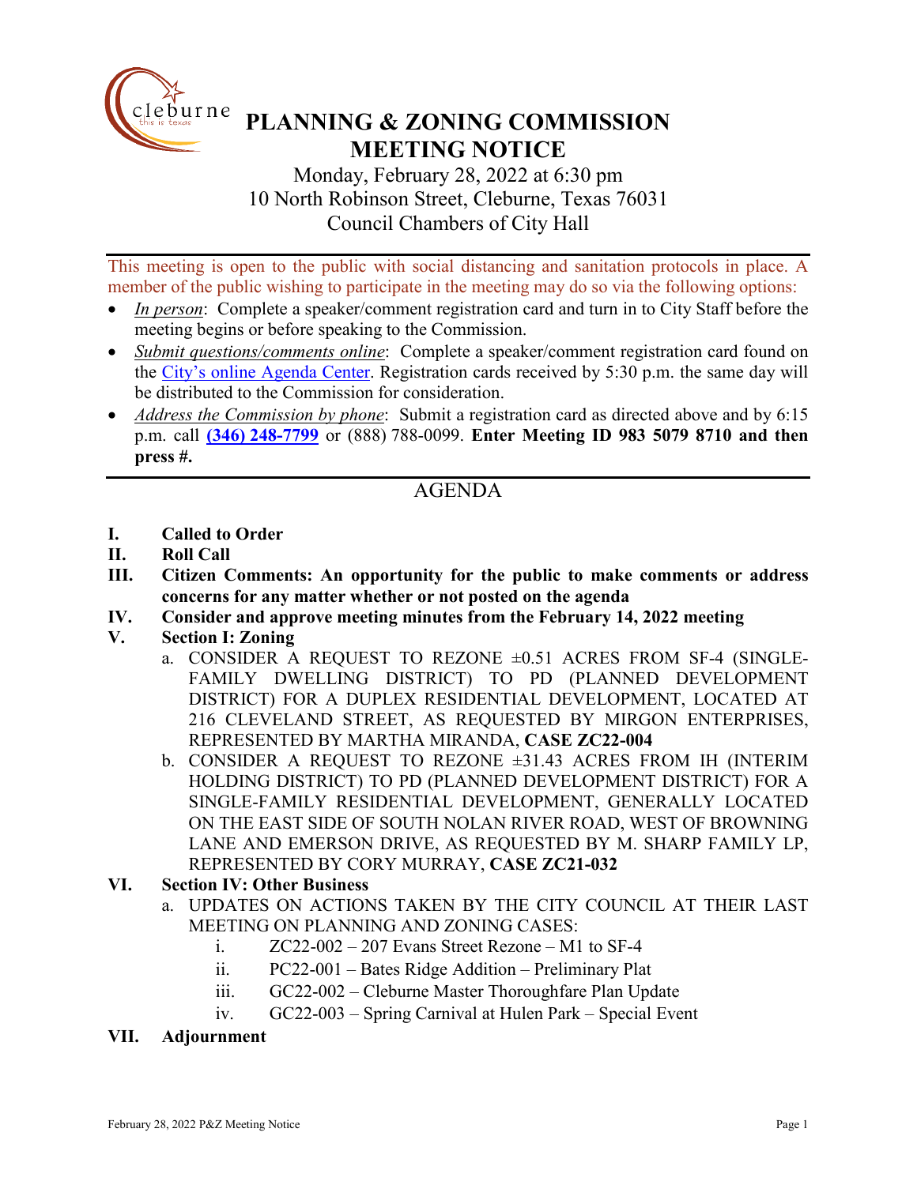# PLANNING & ZONING COMMISSION MEETING NOTICE

Monday, February 28, 2022 at 6:30 pm
10 North Robinson Street, Cleburne, Texas 76031
Council Chambers of City Hall

This meeting is open to the public with social distancing and sanitation protocols in place. A member of the public wishing to participate in the meeting may do so via the following options:

- *In person*: Complete a speaker/comment registration card and turn in to City Staff before the meeting begins or before speaking to the Commission.
- *Submit questions/comments online*: Complete a speaker/comment registration card found on the City's online Agenda Center. Registration cards received by 5:30 p.m. the same day will be distributed to the Commission for consideration.
- *Address the Commission by phone*: Submit a registration card as directed above and by 6:15 p.m. call **(346) 248-7799** or (888) 788-0099. **Enter Meeting ID 983 5079 8710 and then press #.**

## AGENDA

**I. Called to Order**

**II. Roll Call**

**III. Citizen Comments: An opportunity for the public to make comments or address concerns for any matter whether or not posted on the agenda**

**IV. Consider and approve meeting minutes from the February 14, 2022 meeting**

**V. Section I: Zoning**

a. CONSIDER A REQUEST TO REZONE ±0.51 ACRES FROM SF-4 (SINGLE-FAMILY DWELLING DISTRICT) TO PD (PLANNED DEVELOPMENT DISTRICT) FOR A DUPLEX RESIDENTIAL DEVELOPMENT, LOCATED AT 216 CLEVELAND STREET, AS REQUESTED BY MIRGON ENTERPRISES, REPRESENTED BY MARTHA MIRANDA, **CASE ZC22-004**

b. CONSIDER A REQUEST TO REZONE ±31.43 ACRES FROM IH (INTERIM HOLDING DISTRICT) TO PD (PLANNED DEVELOPMENT DISTRICT) FOR A SINGLE-FAMILY RESIDENTIAL DEVELOPMENT, GENERALLY LOCATED ON THE EAST SIDE OF SOUTH NOLAN RIVER ROAD, WEST OF BROWNING LANE AND EMERSON DRIVE, AS REQUESTED BY M. SHARP FAMILY LP, REPRESENTED BY CORY MURRAY, **CASE ZC21-032**

**VI. Section IV: Other Business**

a. UPDATES ON ACTIONS TAKEN BY THE CITY COUNCIL AT THEIR LAST MEETING ON PLANNING AND ZONING CASES:

i. ZC22-002 – 207 Evans Street Rezone – M1 to SF-4

ii. PC22-001 – Bates Ridge Addition – Preliminary Plat

iii. GC22-002 – Cleburne Master Thoroughfare Plan Update

iv. GC22-003 – Spring Carnival at Hulen Park – Special Event

**VII. Adjournment**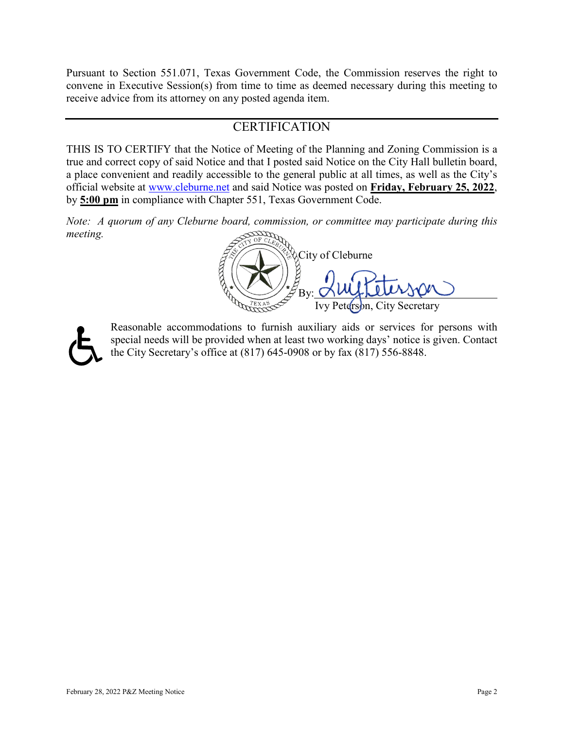Pursuant to Section 551.071, Texas Government Code, the Commission reserves the right to convene in Executive Session(s) from time to time as deemed necessary during this meeting to receive advice from its attorney on any posted agenda item.

---

## CERTIFICATION

THIS IS TO CERTIFY that the Notice of Meeting of the Planning and Zoning Commission is a true and correct copy of said Notice and that I posted said Notice on the City Hall bulletin board, a place convenient and readily accessible to the general public at all times, as well as the City's official website at www.cleburne.net and said Notice was posted on **Friday, February 25, 2022**, by **5:00 pm** in compliance with Chapter 551, Texas Government Code.

*Note: A quorum of any Cleburne board, commission, or committee may participate during this meeting.*

City of Cleburne

By: Ivy Peterson

Ivy Peterson, City Secretary

Reasonable accommodations to furnish auxiliary aids or services for persons with special needs will be provided when at least two working days' notice is given. Contact the City Secretary's office at (817) 645-0908 or by fax (817) 556-8848.